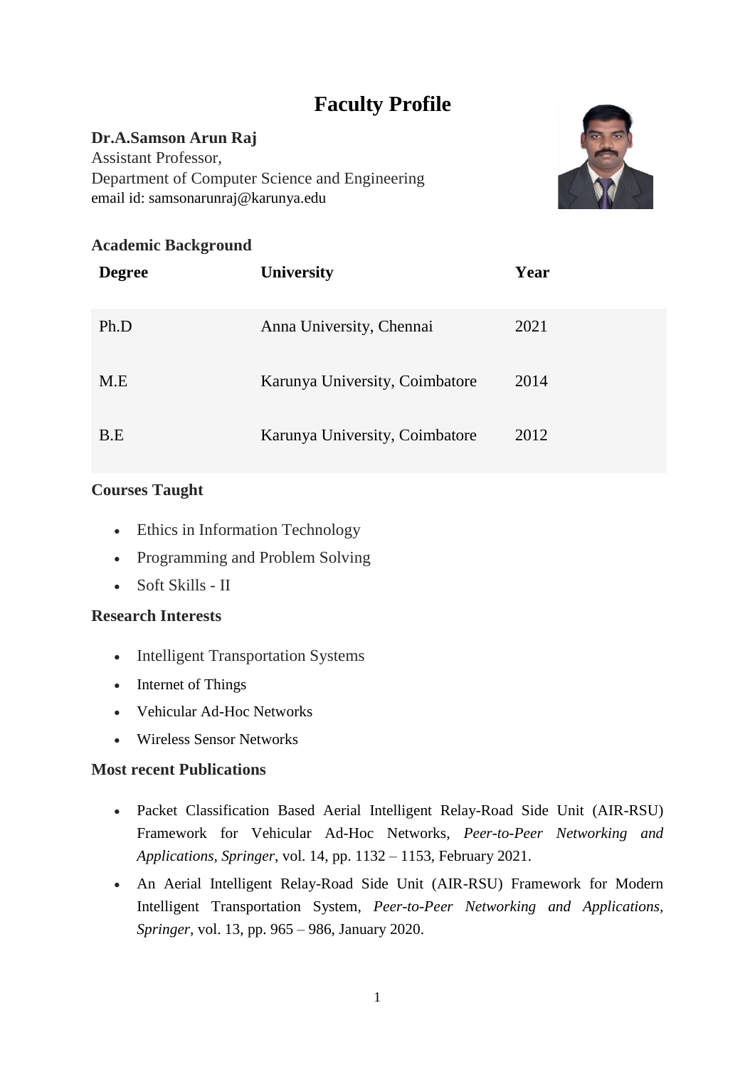# Faculty Profile

**Dr.A.Samson Arun Raj**
Assistant Professor,
Department of Computer Science and Engineering
email id: samsonarunraj@karunya.edu

### Academic Background

| Degree | University | Year |
|---|---|---|
| Ph.D | Anna University, Chennai | 2021 |
| M.E | Karunya University, Coimbatore | 2014 |
| B.E | Karunya University, Coimbatore | 2012 |

### Courses Taught

- Ethics in Information Technology
- Programming and Problem Solving
- Soft Skills - II

### Research Interests

- Intelligent Transportation Systems
- Internet of Things
- Vehicular Ad-Hoc Networks
- Wireless Sensor Networks

### Most recent Publications

- Packet Classification Based Aerial Intelligent Relay-Road Side Unit (AIR-RSU) Framework for Vehicular Ad-Hoc Networks, *Peer-to-Peer Networking and Applications, Springer*, vol. 14, pp. 1132 – 1153, February 2021.
- An Aerial Intelligent Relay-Road Side Unit (AIR-RSU) Framework for Modern Intelligent Transportation System, *Peer-to-Peer Networking and Applications, Springer*, vol. 13, pp. 965 – 986, January 2020.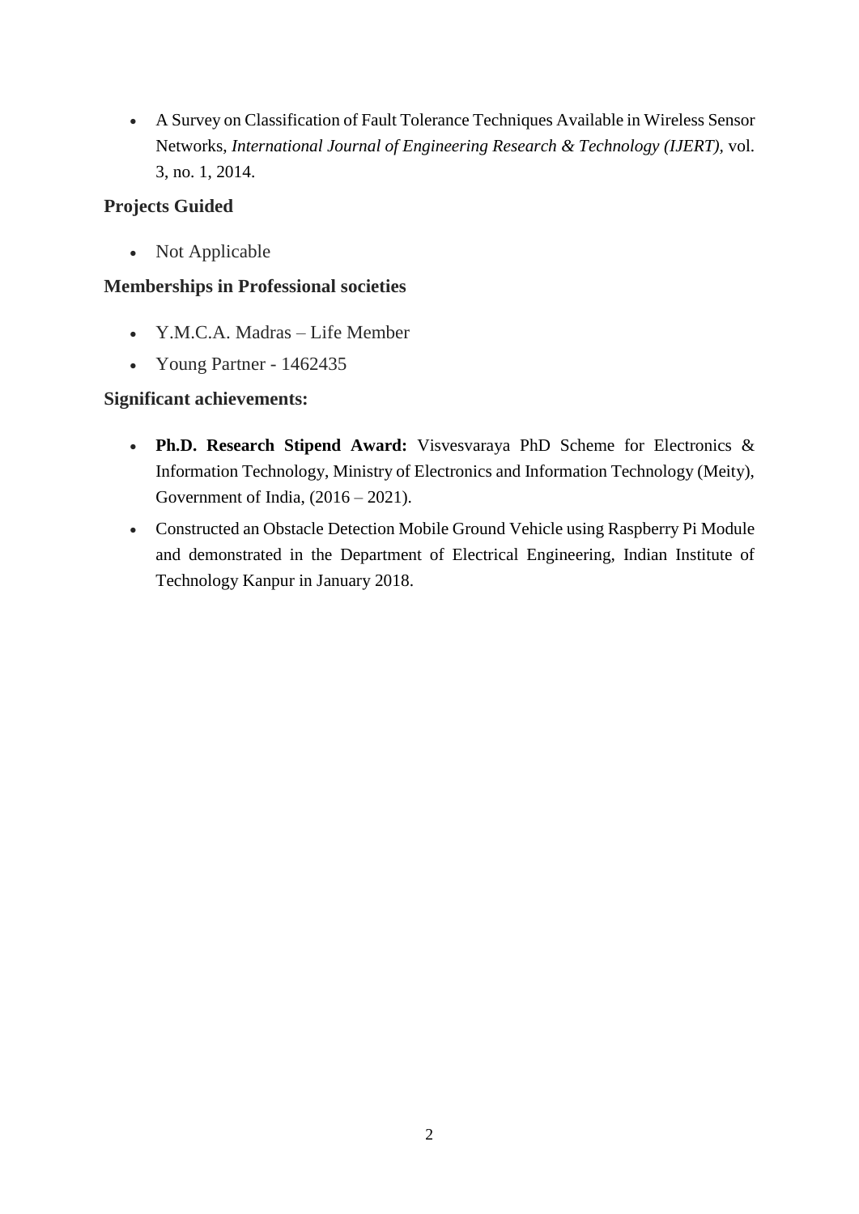- A Survey on Classification of Fault Tolerance Techniques Available in Wireless Sensor Networks, *International Journal of Engineering Research & Technology (IJERT),* vol. 3, no. 1, 2014.

## Projects Guided

- Not Applicable

## Memberships in Professional societies

- Y.M.C.A. Madras – Life Member
- Young Partner - 1462435

## Significant achievements:

- **Ph.D. Research Stipend Award:** Visvesvaraya PhD Scheme for Electronics & Information Technology, Ministry of Electronics and Information Technology (Meity), Government of India, (2016 – 2021).
- Constructed an Obstacle Detection Mobile Ground Vehicle using Raspberry Pi Module and demonstrated in the Department of Electrical Engineering, Indian Institute of Technology Kanpur in January 2018.